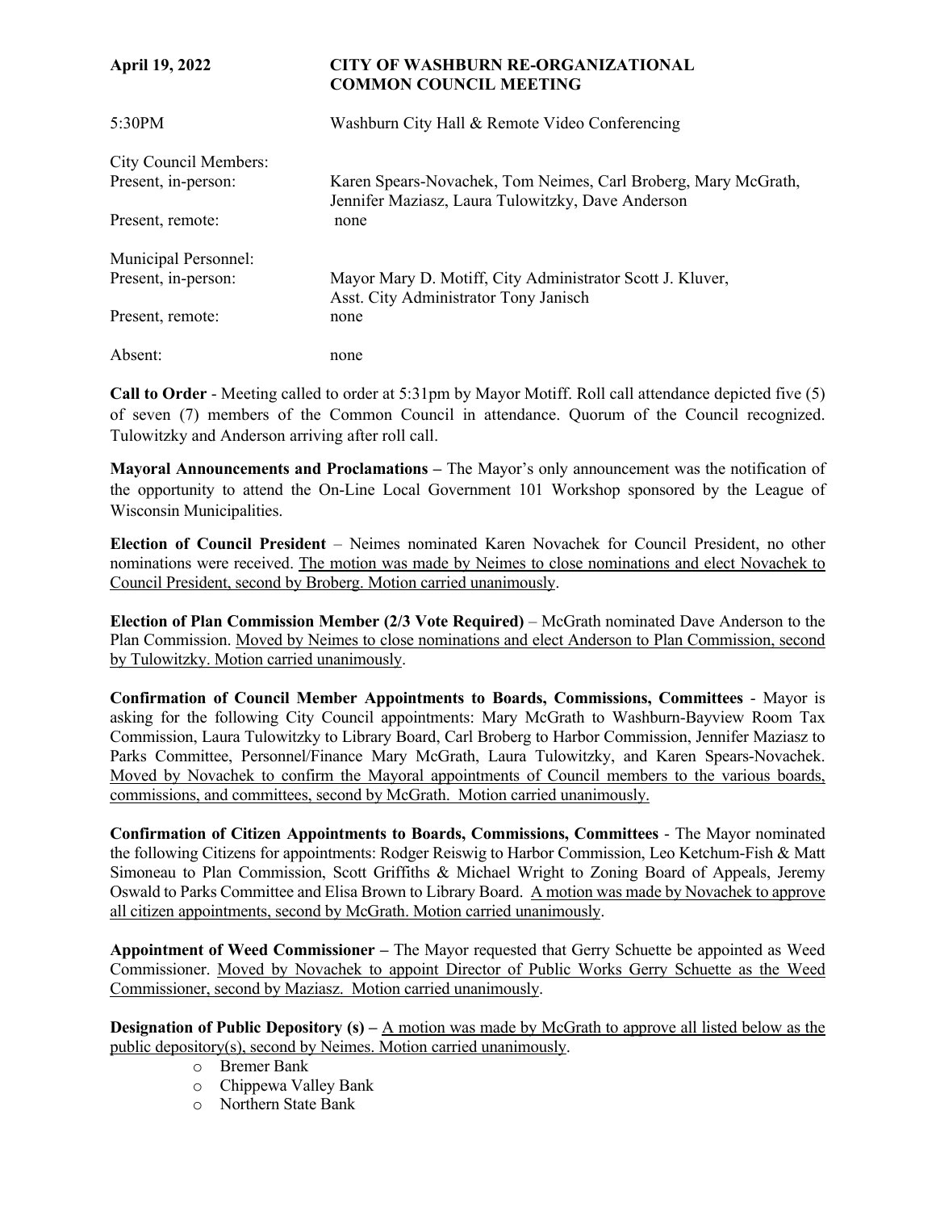**April 19, 2022** **CITY OF WASHBURN RE-ORGANIZATIONAL COMMON COUNCIL MEETING**

5:30PM Washburn City Hall & Remote Video Conferencing

City Council Members:
Present, in-person: Karen Spears-Novachek, Tom Neimes, Carl Broberg, Mary McGrath, Jennifer Maziasz, Laura Tulowitzky, Dave Anderson
Present, remote: none

Municipal Personnel:
Present, in-person: Mayor Mary D. Motiff, City Administrator Scott J. Kluver, Asst. City Administrator Tony Janisch
Present, remote: none

Absent: none

**Call to Order** - Meeting called to order at 5:31pm by Mayor Motiff. Roll call attendance depicted five (5) of seven (7) members of the Common Council in attendance. Quorum of the Council recognized. Tulowitzky and Anderson arriving after roll call.

**Mayoral Announcements and Proclamations –** The Mayor's only announcement was the notification of the opportunity to attend the On-Line Local Government 101 Workshop sponsored by the League of Wisconsin Municipalities.

**Election of Council President** – Neimes nominated Karen Novachek for Council President, no other nominations were received. The motion was made by Neimes to close nominations and elect Novachek to Council President, second by Broberg. Motion carried unanimously.

**Election of Plan Commission Member (2/3 Vote Required)** – McGrath nominated Dave Anderson to the Plan Commission. Moved by Neimes to close nominations and elect Anderson to Plan Commission, second by Tulowitzky. Motion carried unanimously.

**Confirmation of Council Member Appointments to Boards, Commissions, Committees** - Mayor is asking for the following City Council appointments: Mary McGrath to Washburn-Bayview Room Tax Commission, Laura Tulowitzky to Library Board, Carl Broberg to Harbor Commission, Jennifer Maziasz to Parks Committee, Personnel/Finance Mary McGrath, Laura Tulowitzky, and Karen Spears-Novachek. Moved by Novachek to confirm the Mayoral appointments of Council members to the various boards, commissions, and committees, second by McGrath. Motion carried unanimously.

**Confirmation of Citizen Appointments to Boards, Commissions, Committees** - The Mayor nominated the following Citizens for appointments: Rodger Reiswig to Harbor Commission, Leo Ketchum-Fish & Matt Simoneau to Plan Commission, Scott Griffiths & Michael Wright to Zoning Board of Appeals, Jeremy Oswald to Parks Committee and Elisa Brown to Library Board. A motion was made by Novachek to approve all citizen appointments, second by McGrath. Motion carried unanimously.

**Appointment of Weed Commissioner –** The Mayor requested that Gerry Schuette be appointed as Weed Commissioner. Moved by Novachek to appoint Director of Public Works Gerry Schuette as the Weed Commissioner, second by Maziasz. Motion carried unanimously.

**Designation of Public Depository (s) –** A motion was made by McGrath to approve all listed below as the public depository(s), second by Neimes. Motion carried unanimously.

- Bremer Bank
- Chippewa Valley Bank
- Northern State Bank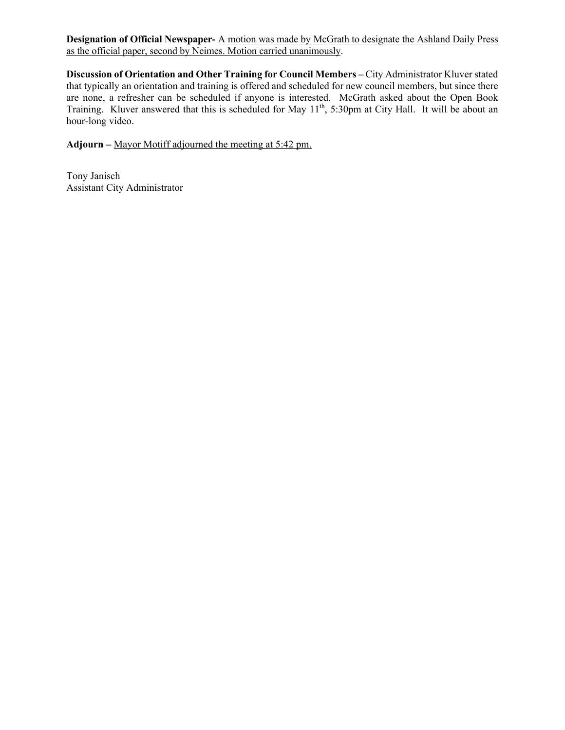**Designation of Official Newspaper-** A motion was made by McGrath to designate the Ashland Daily Press as the official paper, second by Neimes. Motion carried unanimously.

**Discussion of Orientation and Other Training for Council Members –** City Administrator Kluver stated that typically an orientation and training is offered and scheduled for new council members, but since there are none, a refresher can be scheduled if anyone is interested. McGrath asked about the Open Book Training. Kluver answered that this is scheduled for May 11th, 5:30pm at City Hall. It will be about an hour-long video.

**Adjourn –** Mayor Motiff adjourned the meeting at 5:42 pm.

Tony Janisch
Assistant City Administrator